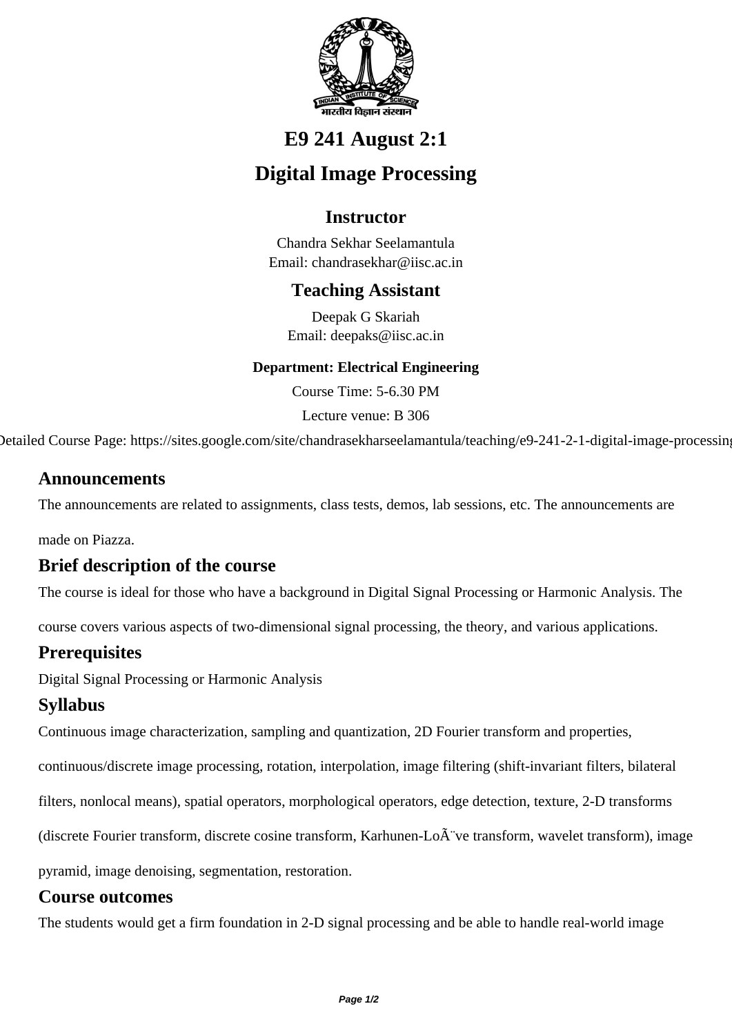# E9 241 August 2:1

# Digital Image Processing

## Instructor

Chandra Sekhar Seelamantula
Email: chandrasekhar@iisc.ac.in

## Teaching Assistant

Deepak G Skariah
Email: deepaks@iisc.ac.in

**Department: Electrical Engineering**

Course Time: 5-6.30 PM

Lecture venue: B 306

Detailed Course Page: https://sites.google.com/site/chandrasekharseelamantula/teaching/e9-241-2-1-digital-image-processing

### Announcements

The announcements are related to assignments, class tests, demos, lab sessions, etc. The announcements are made on Piazza.

### Brief description of the course

The course is ideal for those who have a background in Digital Signal Processing or Harmonic Analysis. The course covers various aspects of two-dimensional signal processing, the theory, and various applications.

### Prerequisites

Digital Signal Processing or Harmonic Analysis

### Syllabus

Continuous image characterization, sampling and quantization, 2D Fourier transform and properties, continuous/discrete image processing, rotation, interpolation, image filtering (shift-invariant filters, bilateral filters, nonlocal means), spatial operators, morphological operators, edge detection, texture, 2-D transforms (discrete Fourier transform, discrete cosine transform, Karhunen-LoÃ¨ve transform, wavelet transform), image pyramid, image denoising, segmentation, restoration.

### Course outcomes

The students would get a firm foundation in 2-D signal processing and be able to handle real-world image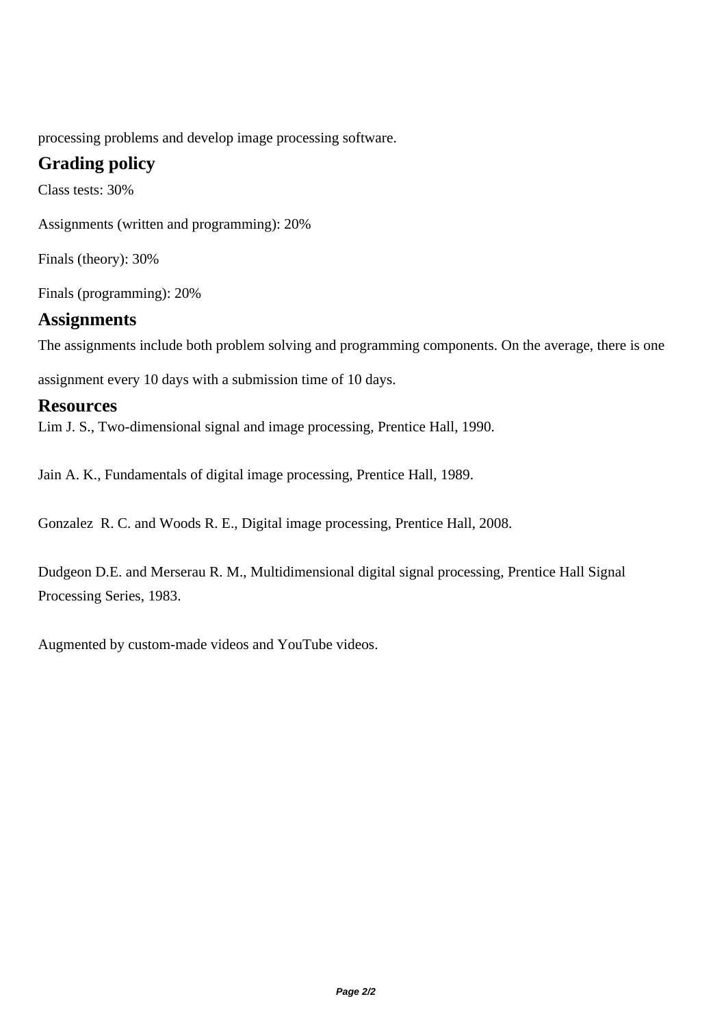processing problems and develop image processing software.

## Grading policy

Class tests: 30%

Assignments (written and programming): 20%

Finals (theory): 30%

Finals (programming): 20%

## Assignments

The assignments include both problem solving and programming components. On the average, there is one assignment every 10 days with a submission time of 10 days.

## Resources

Lim J. S., Two-dimensional signal and image processing, Prentice Hall, 1990.

Jain A. K., Fundamentals of digital image processing, Prentice Hall, 1989.

Gonzalez R. C. and Woods R. E., Digital image processing, Prentice Hall, 2008.

Dudgeon D.E. and Merserau R. M., Multidimensional digital signal processing, Prentice Hall Signal Processing Series, 1983.

Augmented by custom-made videos and YouTube videos.